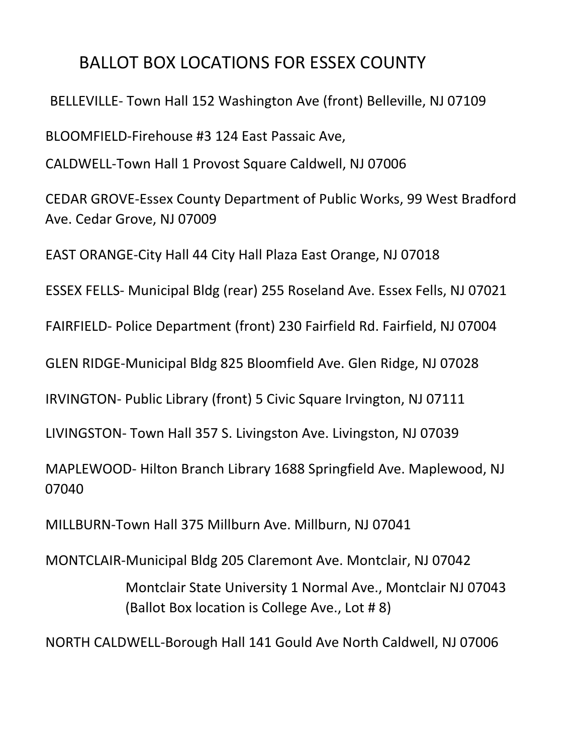# BALLOT BOX LOCATIONS FOR ESSEX COUNTY

BELLEVILLE- Town Hall 152 Washington Ave (front) Belleville, NJ 07109

BLOOMFIELD-Firehouse #3 124 East Passaic Ave,

CALDWELL-Town Hall 1 Provost Square Caldwell, NJ 07006

CEDAR GROVE-Essex County Department of Public Works, 99 West Bradford Ave. Cedar Grove, NJ 07009

EAST ORANGE-City Hall 44 City Hall Plaza East Orange, NJ 07018

ESSEX FELLS- Municipal Bldg (rear) 255 Roseland Ave. Essex Fells, NJ 07021

FAIRFIELD- Police Department (front) 230 Fairfield Rd. Fairfield, NJ 07004

GLEN RIDGE-Municipal Bldg 825 Bloomfield Ave. Glen Ridge, NJ 07028

IRVINGTON- Public Library (front) 5 Civic Square Irvington, NJ 07111

LIVINGSTON- Town Hall 357 S. Livingston Ave. Livingston, NJ 07039

MAPLEWOOD- Hilton Branch Library 1688 Springfield Ave. Maplewood, NJ 07040

MILLBURN-Town Hall 375 Millburn Ave. Millburn, NJ 07041

MONTCLAIR-Municipal Bldg 205 Claremont Ave. Montclair, NJ 07042

Montclair State University 1 Normal Ave., Montclair NJ 07043 (Ballot Box location is College Ave., Lot # 8)

NORTH CALDWELL-Borough Hall 141 Gould Ave North Caldwell, NJ 07006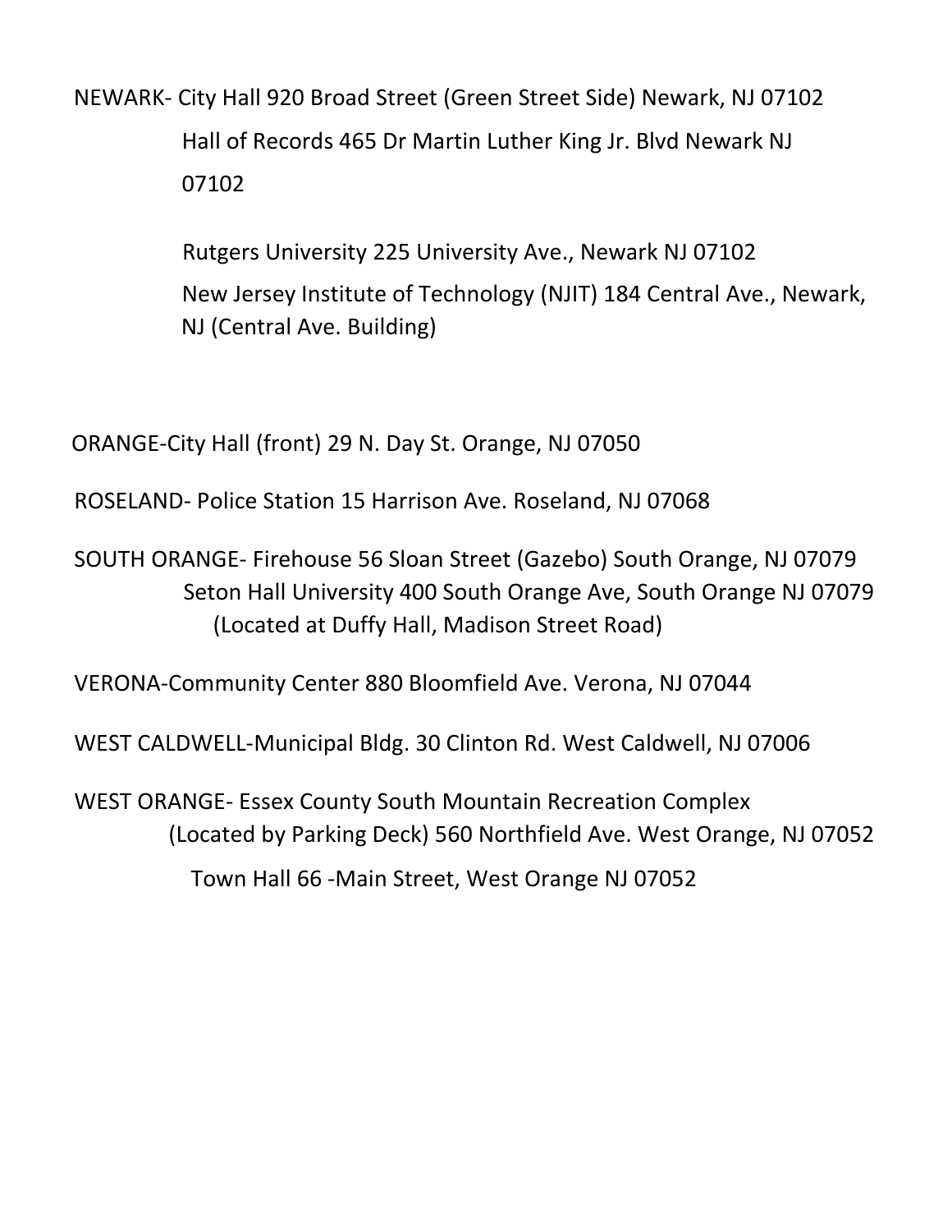NEWARK- City Hall 920 Broad Street (Green Street Side) Newark, NJ 07102

Hall of Records 465 Dr Martin Luther King Jr. Blvd Newark NJ 07102

Rutgers University 225 University Ave., Newark NJ 07102

New Jersey Institute of Technology (NJIT) 184 Central Ave., Newark, NJ (Central Ave. Building)

ORANGE-City Hall (front) 29 N. Day St. Orange, NJ 07050

ROSELAND- Police Station 15 Harrison Ave. Roseland, NJ 07068

SOUTH ORANGE- Firehouse 56 Sloan Street (Gazebo) South Orange, NJ 07079

Seton Hall University 400 South Orange Ave, South Orange NJ 07079 (Located at Duffy Hall, Madison Street Road)

VERONA-Community Center 880 Bloomfield Ave. Verona, NJ 07044

WEST CALDWELL-Municipal Bldg. 30 Clinton Rd. West Caldwell, NJ 07006

WEST ORANGE- Essex County South Mountain Recreation Complex (Located by Parking Deck) 560 Northfield Ave. West Orange, NJ 07052

Town Hall 66 -Main Street, West Orange NJ 07052